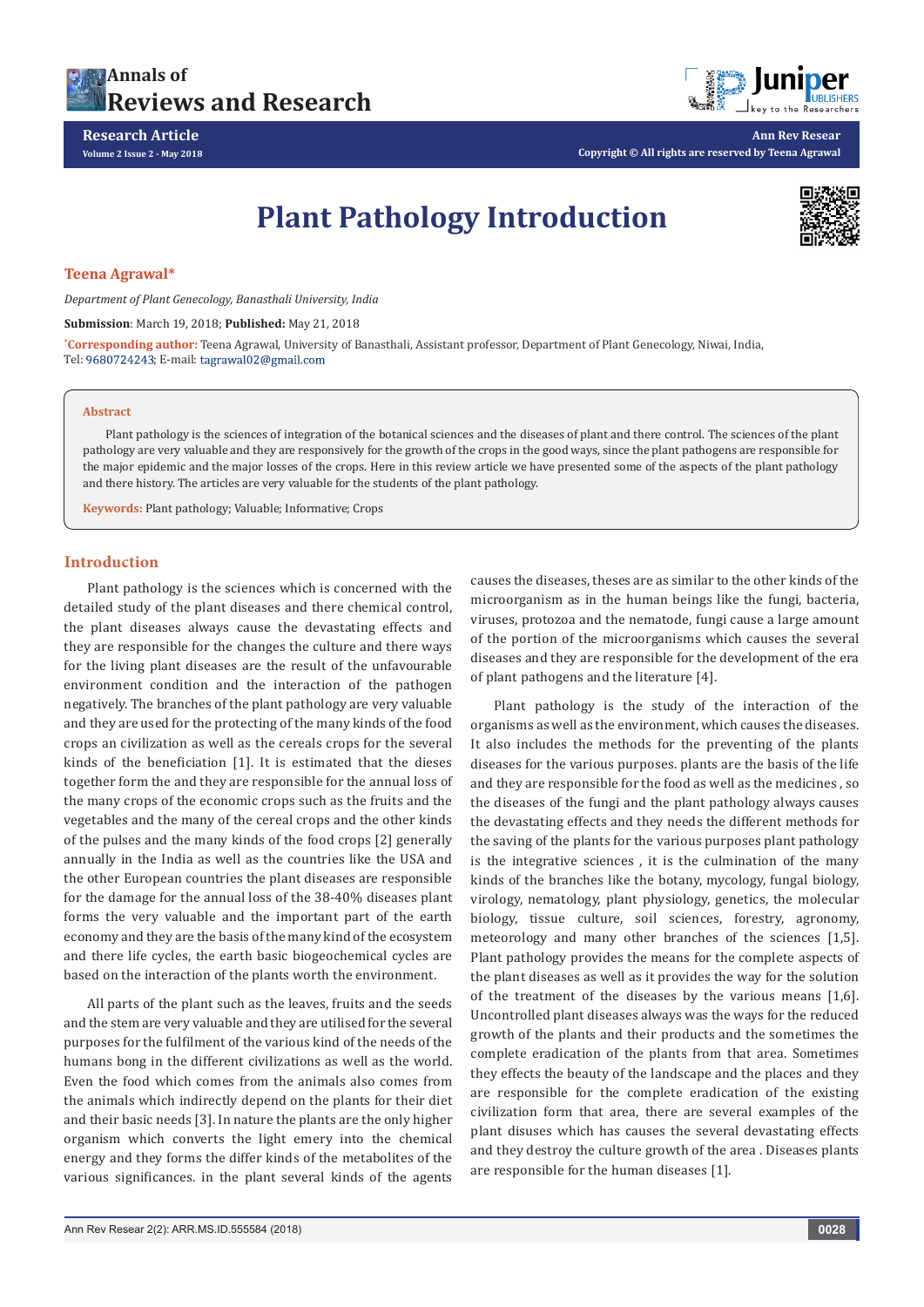# Plant Pathology Introduction

**Teena Agrawal***

*Department of Plant Genecology, Banasthali University, India*

**Submission**: March 19, 2018; **Published:** May 21, 2018

*Corresponding author: Teena Agrawal, University of Banasthali, Assistant professor, Department of Plant Genecology, Niwai, India, Tel: 9680724243; E-mail: tagrawal02@gmail.com

## Abstract

Plant pathology is the sciences of integration of the botanical sciences and the diseases of plant and there control. The sciences of the plant pathology are very valuable and they are responsively for the growth of the crops in the good ways, since the plant pathogens are responsible for the major epidemic and the major losses of the crops. Here in this review article we have presented some of the aspects of the plant pathology and there history. The articles are very valuable for the students of the plant pathology.

**Keywords:** Plant pathology; Valuable; Informative; Crops

## Introduction

Plant pathology is the sciences which is concerned with the detailed study of the plant diseases and there chemical control, the plant diseases always cause the devastating effects and they are responsible for the changes the culture and there ways for the living plant diseases are the result of the unfavourable environment condition and the interaction of the pathogen negatively. The branches of the plant pathology are very valuable and they are used for the protecting of the many kinds of the food crops an civilization as well as the cereals crops for the several kinds of the beneficiation [1]. It is estimated that the dieses together form the and they are responsible for the annual loss of the many crops of the economic crops such as the fruits and the vegetables and the many of the cereal crops and the other kinds of the pulses and the many kinds of the food crops [2] generally annually in the India as well as the countries like the USA and the other European countries the plant diseases are responsible for the damage for the annual loss of the 38-40% diseases plant forms the very valuable and the important part of the earth economy and they are the basis of the many kind of the ecosystem and there life cycles, the earth basic biogeochemical cycles are based on the interaction of the plants worth the environment.

All parts of the plant such as the leaves, fruits and the seeds and the stem are very valuable and they are utilised for the several purposes for the fulfilment of the various kind of the needs of the humans bong in the different civilizations as well as the world. Even the food which comes from the animals also comes from the animals which indirectly depend on the plants for their diet and their basic needs [3]. In nature the plants are the only higher organism which converts the light emery into the chemical energy and they forms the differ kinds of the metabolites of the various significances. in the plant several kinds of the agents causes the diseases, theses are as similar to the other kinds of the microorganism as in the human beings like the fungi, bacteria, viruses, protozoa and the nematode, fungi cause a large amount of the portion of the microorganisms which causes the several diseases and they are responsible for the development of the era of plant pathogens and the literature [4].

Plant pathology is the study of the interaction of the organisms as well as the environment, which causes the diseases. It also includes the methods for the preventing of the plants diseases for the various purposes. plants are the basis of the life and they are responsible for the food as well as the medicines , so the diseases of the fungi and the plant pathology always causes the devastating effects and they needs the different methods for the saving of the plants for the various purposes plant pathology is the integrative sciences , it is the culmination of the many kinds of the branches like the botany, mycology, fungal biology, virology, nematology, plant physiology, genetics, the molecular biology, tissue culture, soil sciences, forestry, agronomy, meteorology and many other branches of the sciences [1,5]. Plant pathology provides the means for the complete aspects of the plant diseases as well as it provides the way for the solution of the treatment of the diseases by the various means [1,6]. Uncontrolled plant diseases always was the ways for the reduced growth of the plants and their products and the sometimes the complete eradication of the plants from that area. Sometimes they effects the beauty of the landscape and the places and they are responsible for the complete eradication of the existing civilization form that area, there are several examples of the plant disuses which has causes the several devastating effects and they destroy the culture growth of the area . Diseases plants are responsible for the human diseases [1].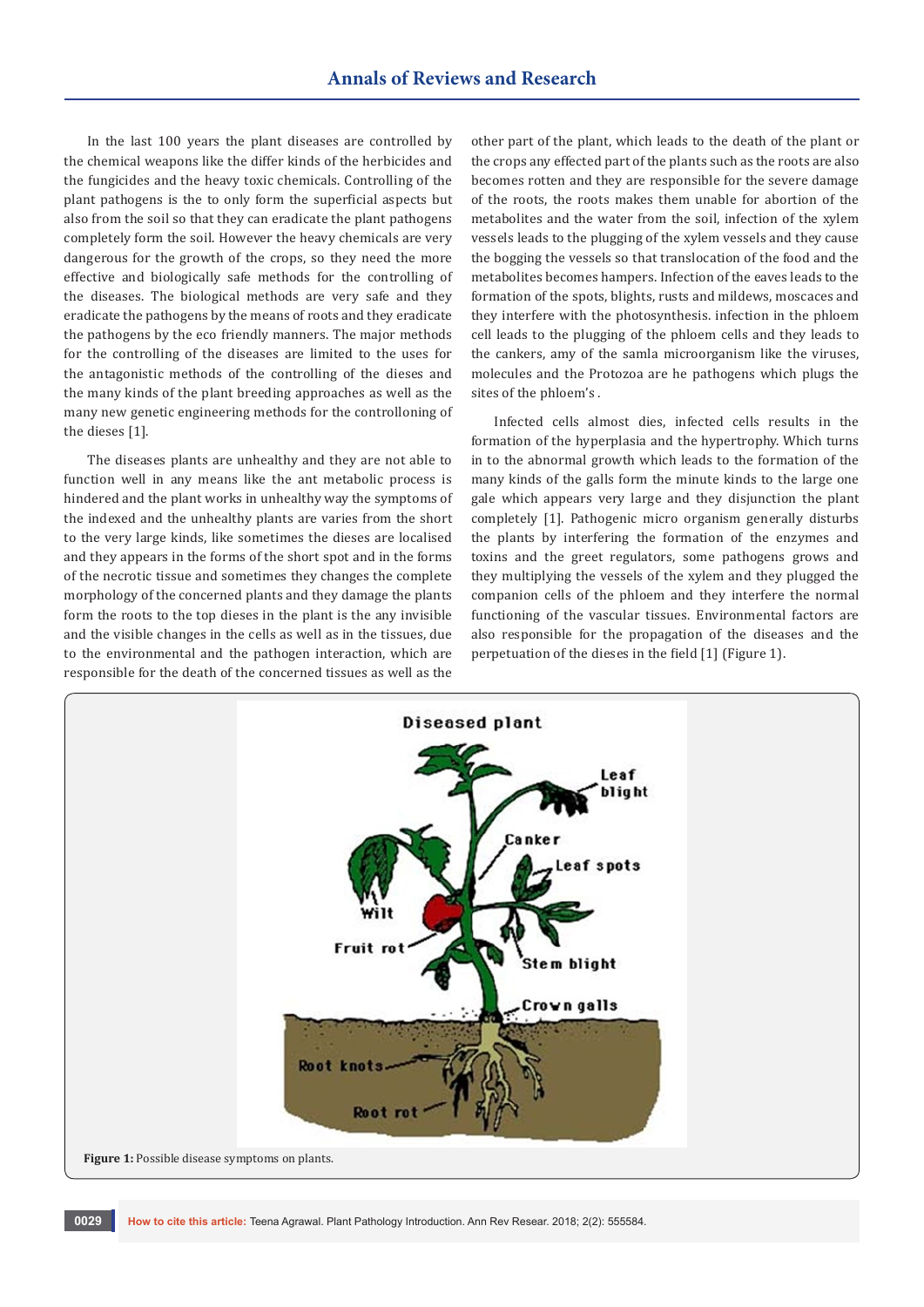In the last 100 years the plant diseases are controlled by the chemical weapons like the differ kinds of the herbicides and the fungicides and the heavy toxic chemicals. Controlling of the plant pathogens is the to only form the superficial aspects but also from the soil so that they can eradicate the plant pathogens completely form the soil. However the heavy chemicals are very dangerous for the growth of the crops, so they need the more effective and biologically safe methods for the controlling of the diseases. The biological methods are very safe and they eradicate the pathogens by the means of roots and they eradicate the pathogens by the eco friendly manners. The major methods for the controlling of the diseases are limited to the uses for the antagonistic methods of the controlling of the dieses and the many kinds of the plant breeding approaches as well as the many new genetic engineering methods for the controlloning of the dieses [1].

The diseases plants are unhealthy and they are not able to function well in any means like the ant metabolic process is hindered and the plant works in unhealthy way the symptoms of the indexed and the unhealthy plants are varies from the short to the very large kinds, like sometimes the dieses are localised and they appears in the forms of the short spot and in the forms of the necrotic tissue and sometimes they changes the complete morphology of the concerned plants and they damage the plants form the roots to the top dieses in the plant is the any invisible and the visible changes in the cells as well as in the tissues, due to the environmental and the pathogen interaction, which are responsible for the death of the concerned tissues as well as the other part of the plant, which leads to the death of the plant or the crops any effected part of the plants such as the roots are also becomes rotten and they are responsible for the severe damage of the roots, the roots makes them unable for abortion of the metabolites and the water from the soil, infection of the xylem vessels leads to the plugging of the xylem vessels and they cause the bogging the vessels so that translocation of the food and the metabolites becomes hampers. Infection of the eaves leads to the formation of the spots, blights, rusts and mildews, moscaces and they interfere with the photosynthesis. infection in the phloem cell leads to the plugging of the phloem cells and they leads to the cankers, amy of the samla microorganism like the viruses, molecules and the Protozoa are he pathogens which plugs the sites of the phloem's .

Infected cells almost dies, infected cells results in the formation of the hyperplasia and the hypertrophy. Which turns in to the abnormal growth which leads to the formation of the many kinds of the galls form the minute kinds to the large one gale which appears very large and they disjunction the plant completely [1]. Pathogenic micro organism generally disturbs the plants by interfering the formation of the enzymes and toxins and the greet regulators, some pathogens grows and they multiplying the vessels of the xylem and they plugged the companion cells of the phloem and they interfere the normal functioning of the vascular tissues. Environmental factors are also responsible for the propagation of the diseases and the perpetuation of the dieses in the field [1] (Figure 1).

**Figure 1:** Possible disease symptoms on plants.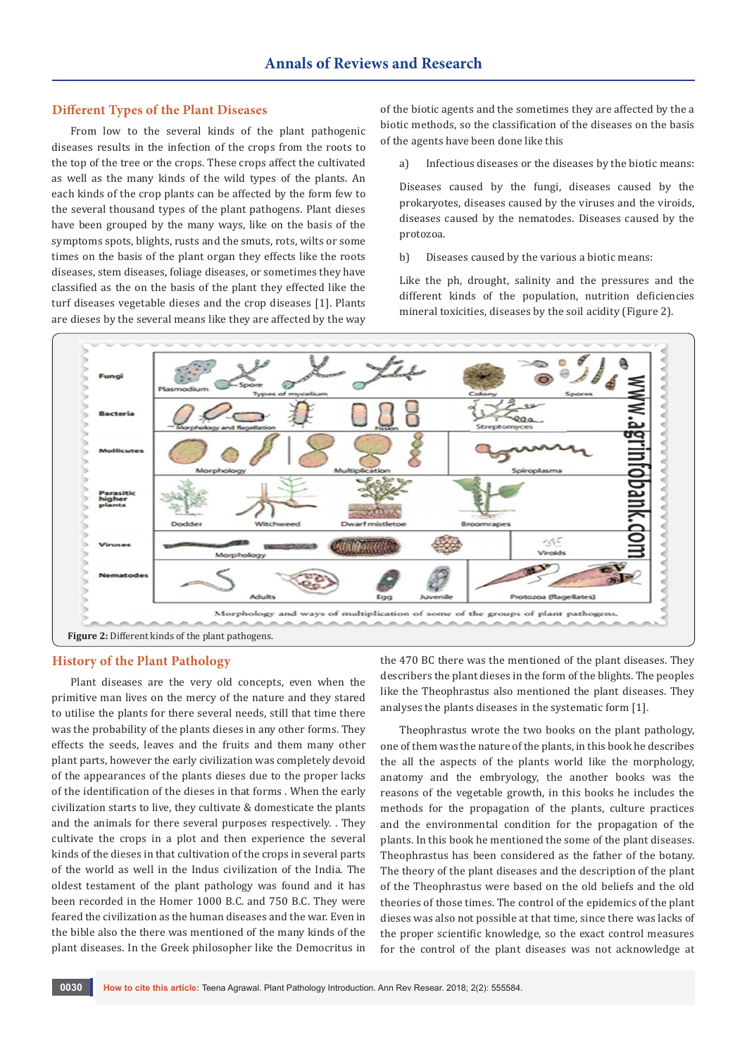## Different Types of the Plant Diseases

From low to the several kinds of the plant pathogenic diseases results in the infection of the crops from the roots to the top of the tree or the crops. These crops affect the cultivated as well as the many kinds of the wild types of the plants. An each kinds of the crop plants can be affected by the form few to the several thousand types of the plant pathogens. Plant dieses have been grouped by the many ways, like on the basis of the symptoms spots, blights, rusts and the smuts, rots, wilts or some times on the basis of the plant organ they effects like the roots diseases, stem diseases, foliage diseases, or sometimes they have classified as the on the basis of the plant they effected like the turf diseases vegetable dieses and the crop diseases [1]. Plants are dieses by the several means like they are affected by the way of the biotic agents and the sometimes they are affected by the a biotic methods, so the classification of the diseases on the basis of the agents have been done like this

a) Infectious diseases or the diseases by the biotic means:

Diseases caused by the fungi, diseases caused by the prokaryotes, diseases caused by the viruses and the viroids, diseases caused by the nematodes. Diseases caused by the protozoa.

b) Diseases caused by the various a biotic means:

Like the ph, drought, salinity and the pressures and the different kinds of the population, nutrition deficiencies mineral toxicities, diseases by the soil acidity (Figure 2).

**Figure 2:** Different kinds of the plant pathogens.

## History of the Plant Pathology

Plant diseases are the very old concepts, even when the primitive man lives on the mercy of the nature and they stared to utilise the plants for there several needs, still that time there was the probability of the plants dieses in any other forms. They effects the seeds, leaves and the fruits and them many other plant parts, however the early civilization was completely devoid of the appearances of the plants dieses due to the proper lacks of the identification of the dieses in that forms . When the early civilization starts to live, they cultivate & domesticate the plants and the animals for there several purposes respectively. . They cultivate the crops in a plot and then experience the several kinds of the dieses in that cultivation of the crops in several parts of the world as well as in the Indus civilization of the India. The oldest testament of the plant pathology was found and it has been recorded in the Homer 1000 B.C. and 750 B.C. They were feared the civilization as the human diseases and the war. Even in the bible also the there was mentioned of the many kinds of the plant diseases. In the Greek philosopher like the Democritus in the 470 BC there was the mentioned of the plant diseases. They describers the plant dieses in the form of the blights. The peoples like the Theophrastus also mentioned the plant diseases. They analyses the plants diseases in the systematic form [1].

Theophrastus wrote the two books on the plant pathology, one of them was the nature of the plants, in this book he describes the all the aspects of the plants world like the morphology, anatomy and the embryology, the another books was the reasons of the vegetable growth, in this books he includes the methods for the propagation of the plants, culture practices and the environmental condition for the propagation of the plants. In this book he mentioned the some of the plant diseases. Theophrastus has been considered as the father of the botany. The theory of the plant diseases and the description of the plant of the Theophrastus were based on the old beliefs and the old theories of those times. The control of the epidemics of the plant dieses was also not possible at that time, since there was lacks of the proper scientific knowledge, so the exact control measures for the control of the plant diseases was not acknowledge at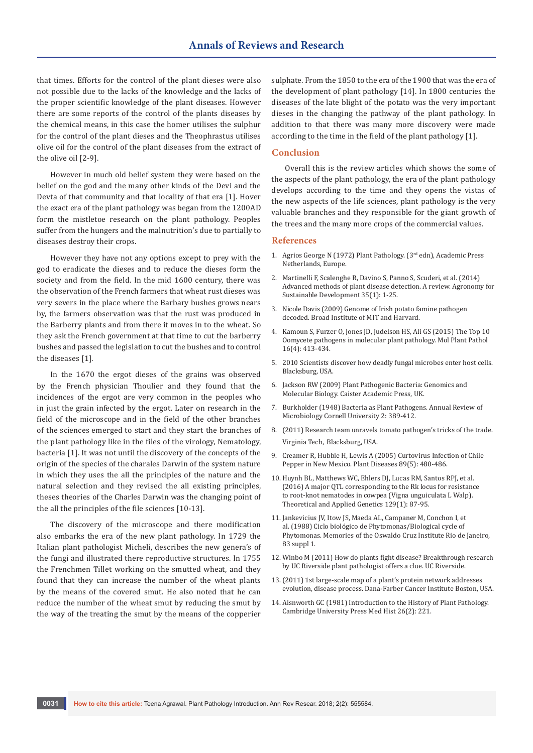that times. Efforts for the control of the plant dieses were also not possible due to the lacks of the knowledge and the lacks of the proper scientific knowledge of the plant diseases. However there are some reports of the control of the plants diseases by the chemical means, in this case the homer utilises the sulphur for the control of the plant dieses and the Theophrastus utilises olive oil for the control of the plant diseases from the extract of the olive oil [2-9].

However in much old belief system they were based on the belief on the god and the many other kinds of the Devi and the Devta of that community and that locality of that era [1]. Hover the exact era of the plant pathology was began from the 1200AD form the mistletoe research on the plant pathology. Peoples suffer from the hungers and the malnutrition's due to partially to diseases destroy their crops.

However they have not any options except to prey with the god to eradicate the dieses and to reduce the dieses form the society and from the field. In the mid 1600 century, there was the observation of the French farmers that wheat rust dieses was very severs in the place where the Barbary bushes grows nears by, the farmers observation was that the rust was produced in the Barberry plants and from there it moves in to the wheat. So they ask the French government at that time to cut the barberry bushes and passed the legislation to cut the bushes and to control the diseases [1].

In the 1670 the ergot dieses of the grains was observed by the French physician Thoulier and they found that the incidences of the ergot are very common in the peoples who in just the grain infected by the ergot. Later on research in the field of the microscope and in the field of the other branches of the sciences emerged to start and they start the branches of the plant pathology like in the files of the virology, Nematology, bacteria [1]. It was not until the discovery of the concepts of the origin of the species of the charales Darwin of the system nature in which they uses the all the principles of the nature and the natural selection and they revised the all existing principles, theses theories of the Charles Darwin was the changing point of the all the principles of the file sciences [10-13].

The discovery of the microscope and there modification also embarks the era of the new plant pathology. In 1729 the Italian plant pathologist Micheli, describes the new genera's of the fungi and illustrated there reproductive structures. In 1755 the Frenchmen Tillet working on the smutted wheat, and they found that they can increase the number of the wheat plants by the means of the covered smut. He also noted that he can reduce the number of the wheat smut by reducing the smut by the way of the treating the smut by the means of the copperier sulphate. From the 1850 to the era of the 1900 that was the era of the development of plant pathology [14]. In 1800 centuries the diseases of the late blight of the potato was the very important dieses in the changing the pathway of the plant pathology. In addition to that there was many more discovery were made according to the time in the field of the plant pathology [1].

## Conclusion

Overall this is the review articles which shows the some of the aspects of the plant pathology, the era of the plant pathology develops according to the time and they opens the vistas of the new aspects of the life sciences, plant pathology is the very valuable branches and they responsible for the giant growth of the trees and the many more crops of the commercial values.

## References

1. Agrios George N (1972) Plant Pathology. (3rd edn), Academic Press Netherlands, Europe.
2. Martinelli F, Scalenghe R, Davino S, Panno S, Scuderi, et al. (2014) Advanced methods of plant disease detection. A review. Agronomy for Sustainable Development 35(1): 1-25.
3. Nicole Davis (2009) Genome of Irish potato famine pathogen decoded. Broad Institute of MIT and Harvard.
4. Kamoun S, Furzer O, Jones JD, Judelson HS, Ali GS (2015) The Top 10 Oomycete pathogens in molecular plant pathology. Mol Plant Pathol 16(4): 413-434.
5. 2010 Scientists discover how deadly fungal microbes enter host cells. Blacksburg, USA.
6. Jackson RW (2009) Plant Pathogenic Bacteria: Genomics and Molecular Biology. Caister Academic Press, UK.
7. Burkholder (1948) Bacteria as Plant Pathogens. Annual Review of Microbiology Cornell University 2: 389-412.
8. (2011) Research team unravels tomato pathogen's tricks of the trade. Virginia Tech, Blacksburg, USA.
9. Creamer R, Hubble H, Lewis A (2005) Curtovirus Infection of Chile Pepper in New Mexico. Plant Diseases 89(5): 480-486.
10. Huynh BL, Matthews WC, Ehlers DJ, Lucas RM, Santos RPJ, et al. (2016) A major QTL corresponding to the Rk locus for resistance to root-knot nematodes in cowpea (Vigna unguiculata L Walp). Theoretical and Applied Genetics 129(1): 87-95.
11. Jankevicius JV, Itow JS, Maeda AL, Campaner M, Conchon I, et al. (1988) Ciclo biológico de Phytomonas/Biological cycle of Phytomonas. Memories of the Oswaldo Cruz Institute Rio de Janeiro, 83 suppl 1.
12. Winbo M (2011) How do plants fight disease? Breakthrough research by UC Riverside plant pathologist offers a clue. UC Riverside.
13. (2011) 1st large-scale map of a plant's protein network addresses evolution, disease process. Dana-Farber Cancer Institute Boston, USA.
14. Aisnworth GC (1981) Introduction to the History of Plant Pathology. Cambridge University Press Med Hist 26(2): 221.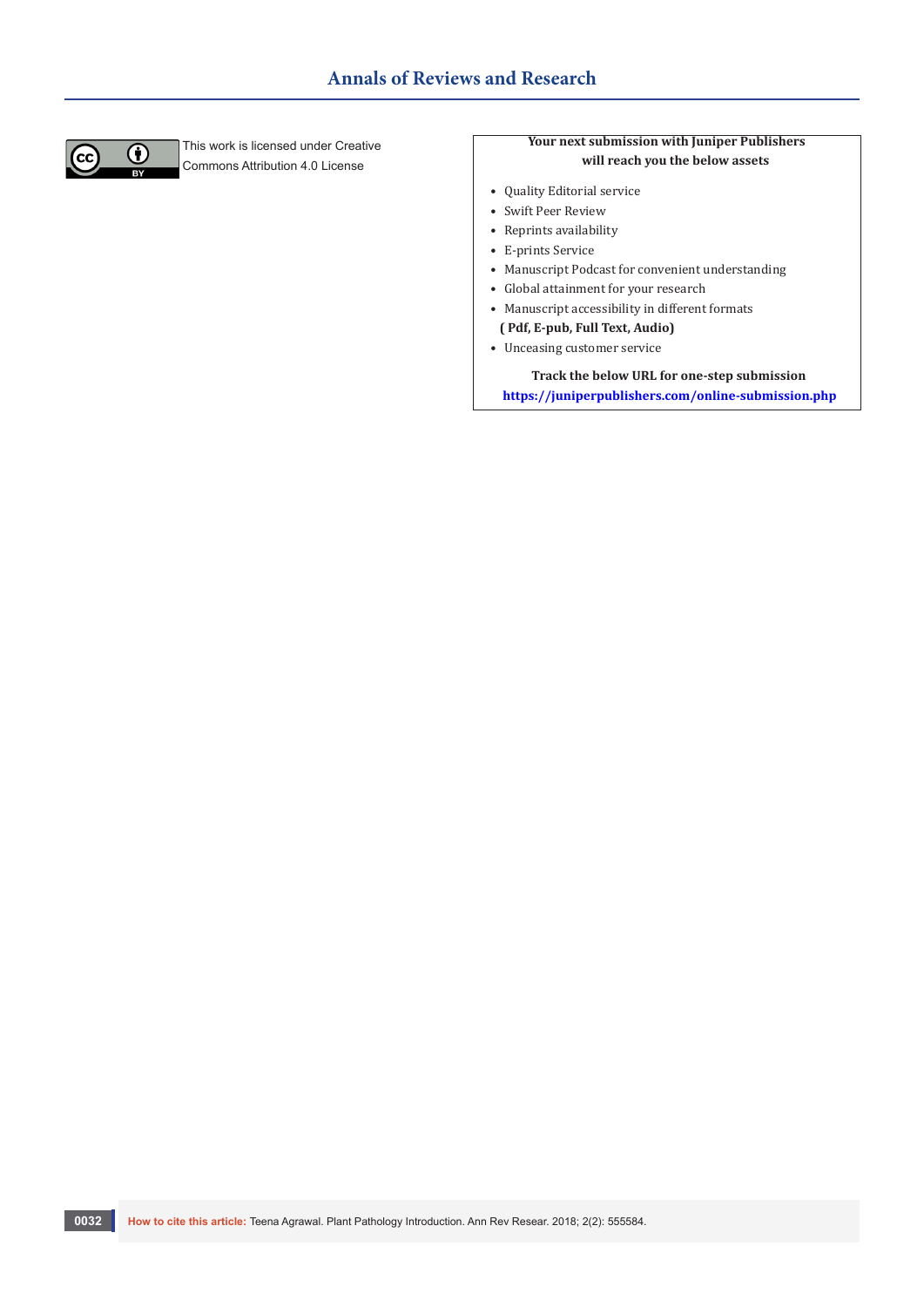This work is licensed under Creative Commons Attribution 4.0 License

**Your next submission with Juniper Publishers will reach you the below assets**

- Quality Editorial service
- Swift Peer Review
- Reprints availability
- E-prints Service
- Manuscript Podcast for convenient understanding
- Global attainment for your research
- Manuscript accessibility in different formats

**( Pdf, E-pub, Full Text, Audio)**

- Unceasing customer service

**Track the below URL for one-step submission**

**https://juniperpublishers.com/online-submission.php**

**How to cite this article:** Teena Agrawal. Plant Pathology Introduction. Ann Rev Resear. 2018; 2(2): 555584.